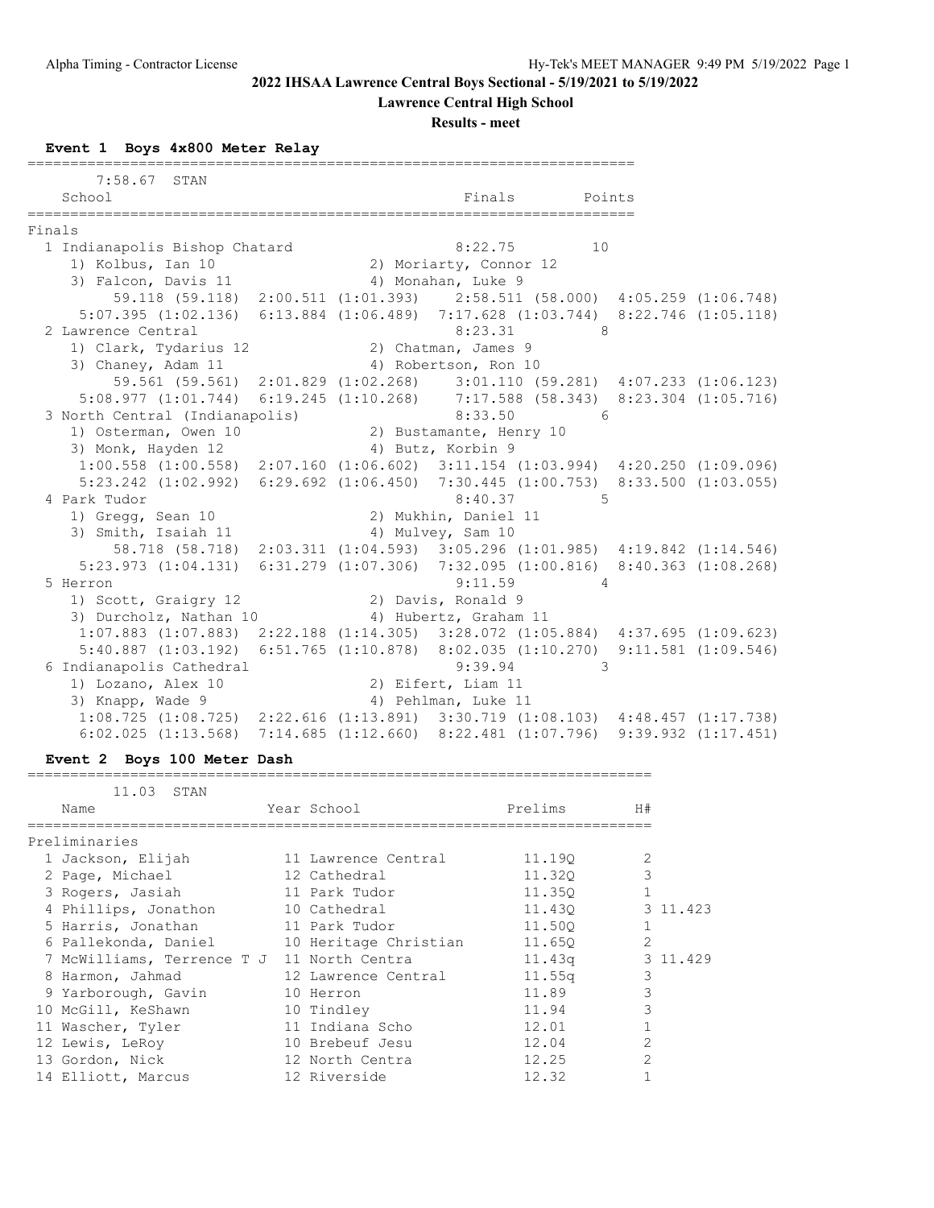**2022 IHSAA Lawrence Central Boys Sectional - 5/19/2021 to 5/19/2022**

**Lawrence Central High School**

**Results - meet**

## Event 1 Boys 4x800 Meter Relay

7:58.67 STAN

| Place | School | Finals | Points |
|---|---|---|---|
| **Finals** | | | |
| 1 | Indianapolis Bishop Chatard | 8:22.75 | 10 |
| | 1) Kolbus, Ian 10; 2) Moriarty, Connor 12; 3) Falcon, Davis 11; 4) Monahan, Luke 9 | | |
| | 59.118 (59.118) 2:00.511 (1:01.393) 2:58.511 (58.000) 4:05.259 (1:06.748) 5:07.395 (1:02.136) 6:13.884 (1:06.489) 7:17.628 (1:03.744) 8:22.746 (1:05.118) | | |
| 2 | Lawrence Central | 8:23.31 | 8 |
| | 1) Clark, Tydarius 12; 2) Chatman, James 9; 3) Chaney, Adam 11; 4) Robertson, Ron 10 | | |
| | 59.561 (59.561) 2:01.829 (1:02.268) 3:01.110 (59.281) 4:07.233 (1:06.123) 5:08.977 (1:01.744) 6:19.245 (1:10.268) 7:17.588 (58.343) 8:23.304 (1:05.716) | | |
| 3 | North Central (Indianapolis) | 8:33.50 | 6 |
| | 1) Osterman, Owen 10; 2) Bustamante, Henry 10; 3) Monk, Hayden 12; 4) Butz, Korbin 9 | | |
| | 1:00.558 (1:00.558) 2:07.160 (1:06.602) 3:11.154 (1:03.994) 4:20.250 (1:09.096) 5:23.242 (1:02.992) 6:29.692 (1:06.450) 7:30.445 (1:00.753) 8:33.500 (1:03.055) | | |
| 4 | Park Tudor | 8:40.37 | 5 |
| | 1) Gregg, Sean 10; 2) Mukhin, Daniel 11; 3) Smith, Isaiah 11; 4) Mulvey, Sam 10 | | |
| | 58.718 (58.718) 2:03.311 (1:04.593) 3:05.296 (1:01.985) 4:19.842 (1:14.546) 5:23.973 (1:04.131) 6:31.279 (1:07.306) 7:32.095 (1:00.816) 8:40.363 (1:08.268) | | |
| 5 | Herron | 9:11.59 | 4 |
| | 1) Scott, Graigry 12; 2) Davis, Ronald 9; 3) Durcholz, Nathan 10; 4) Hubertz, Graham 11 | | |
| | 1:07.883 (1:07.883) 2:22.188 (1:14.305) 3:28.072 (1:05.884) 4:37.695 (1:09.623) 5:40.887 (1:03.192) 6:51.765 (1:10.878) 8:02.035 (1:10.270) 9:11.581 (1:09.546) | | |
| 6 | Indianapolis Cathedral | 9:39.94 | 3 |
| | 1) Lozano, Alex 10; 2) Eifert, Liam 11; 3) Knapp, Wade 9; 4) Pehlman, Luke 11 | | |
| | 1:08.725 (1:08.725) 2:22.616 (1:13.891) 3:30.719 (1:08.103) 4:48.457 (1:17.738) 6:02.025 (1:13.568) 7:14.685 (1:12.660) 8:22.481 (1:07.796) 9:39.932 (1:17.451) | | |

## Event 2 Boys 100 Meter Dash

11.03 STAN

| Place | Name | Year | School | Prelims | H# | |
|---|---|---|---|---|---|---|
| **Preliminaries** | | | | | | |
| 1 | Jackson, Elijah | 11 | Lawrence Central | 11.19Q | 2 | |
| 2 | Page, Michael | 12 | Cathedral | 11.32Q | 3 | |
| 3 | Rogers, Jasiah | 11 | Park Tudor | 11.35Q | 1 | |
| 4 | Phillips, Jonathon | 10 | Cathedral | 11.43Q | 3 | 11.423 |
| 5 | Harris, Jonathan | 11 | Park Tudor | 11.50Q | 1 | |
| 6 | Pallekonda, Daniel | 10 | Heritage Christian | 11.65Q | 2 | |
| 7 | McWilliams, Terrence T J | 11 | North Centra | 11.43q | 3 | 11.429 |
| 8 | Harmon, Jahmad | 12 | Lawrence Central | 11.55q | 3 | |
| 9 | Yarborough, Gavin | 10 | Herron | 11.89 | 3 | |
| 10 | McGill, KeShawn | 10 | Tindley | 11.94 | 3 | |
| 11 | Wascher, Tyler | 11 | Indiana Scho | 12.01 | 1 | |
| 12 | Lewis, LeRoy | 10 | Brebeuf Jesu | 12.04 | 2 | |
| 13 | Gordon, Nick | 12 | North Centra | 12.25 | 2 | |
| 14 | Elliott, Marcus | 12 | Riverside | 12.32 | 1 | |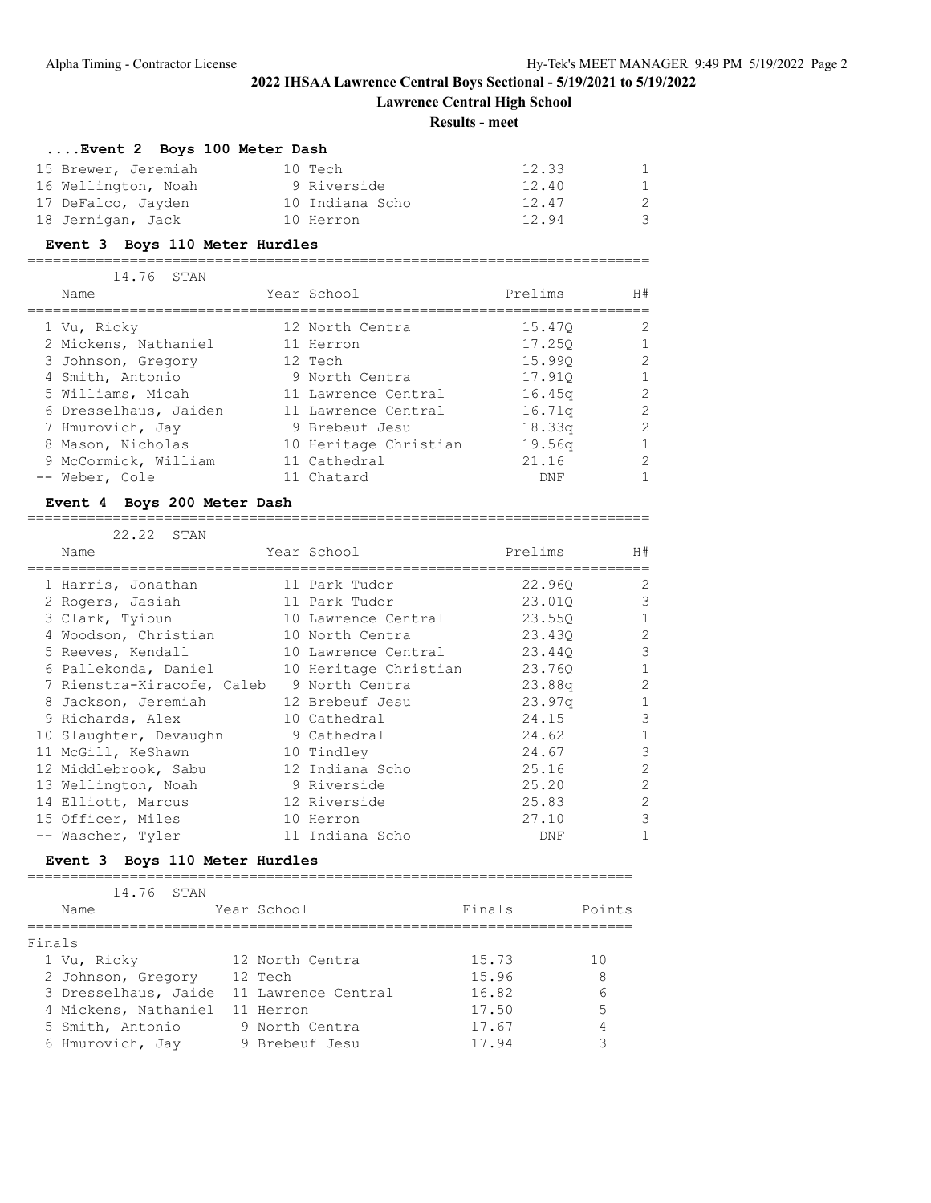**2022 IHSAA Lawrence Central Boys Sectional - 5/19/2021 to 5/19/2022**

**Lawrence Central High School**

**Results - meet**

### ....Event 2 Boys 100 Meter Dash

| Place | Name | Year | School | Prelims | H# |
|---|---|---|---|---|---|
| 15 | Brewer, Jeremiah | 10 | Tech | 12.33 | 1 |
| 16 | Wellington, Noah | 9 | Riverside | 12.40 | 1 |
| 17 | DeFalco, Jayden | 10 | Indiana Scho | 12.47 | 2 |
| 18 | Jernigan, Jack | 10 | Herron | 12.94 | 3 |

### Event 3 Boys 110 Meter Hurdles

14.76 STAN

| Place | Name | Year | School | Prelims | H# |
|---|---|---|---|---|---|
| 1 | Vu, Ricky | 12 | North Centra | 15.47Q | 2 |
| 2 | Mickens, Nathaniel | 11 | Herron | 17.25Q | 1 |
| 3 | Johnson, Gregory | 12 | Tech | 15.99Q | 2 |
| 4 | Smith, Antonio | 9 | North Centra | 17.91Q | 1 |
| 5 | Williams, Micah | 11 | Lawrence Central | 16.45q | 2 |
| 6 | Dresselhaus, Jaiden | 11 | Lawrence Central | 16.71q | 2 |
| 7 | Hmurovich, Jay | 9 | Brebeuf Jesu | 18.33q | 2 |
| 8 | Mason, Nicholas | 10 | Heritage Christian | 19.56q | 1 |
| 9 | McCormick, William | 11 | Cathedral | 21.16 | 2 |
| -- | Weber, Cole | 11 | Chatard | DNF | 1 |

### Event 4 Boys 200 Meter Dash

22.22 STAN

| Place | Name | Year | School | Prelims | H# |
|---|---|---|---|---|---|
| 1 | Harris, Jonathan | 11 | Park Tudor | 22.96Q | 2 |
| 2 | Rogers, Jasiah | 11 | Park Tudor | 23.01Q | 3 |
| 3 | Clark, Tyioun | 10 | Lawrence Central | 23.55Q | 1 |
| 4 | Woodson, Christian | 10 | North Centra | 23.43Q | 2 |
| 5 | Reeves, Kendall | 10 | Lawrence Central | 23.44Q | 3 |
| 6 | Pallekonda, Daniel | 10 | Heritage Christian | 23.76Q | 1 |
| 7 | Rienstra-Kiracofe, Caleb | 9 | North Centra | 23.88q | 2 |
| 8 | Jackson, Jeremiah | 12 | Brebeuf Jesu | 23.97q | 1 |
| 9 | Richards, Alex | 10 | Cathedral | 24.15 | 3 |
| 10 | Slaughter, Devaughn | 9 | Cathedral | 24.62 | 1 |
| 11 | McGill, KeShawn | 10 | Tindley | 24.67 | 3 |
| 12 | Middlebrook, Sabu | 12 | Indiana Scho | 25.16 | 2 |
| 13 | Wellington, Noah | 9 | Riverside | 25.20 | 2 |
| 14 | Elliott, Marcus | 12 | Riverside | 25.83 | 2 |
| 15 | Officer, Miles | 10 | Herron | 27.10 | 3 |
| -- | Wascher, Tyler | 11 | Indiana Scho | DNF | 1 |

### Event 3 Boys 110 Meter Hurdles

14.76 STAN

Finals

| Place | Name | Year | School | Finals | Points |
|---|---|---|---|---|---|
| 1 | Vu, Ricky | 12 | North Centra | 15.73 | 10 |
| 2 | Johnson, Gregory | 12 | Tech | 15.96 | 8 |
| 3 | Dresselhaus, Jaide | 11 | Lawrence Central | 16.82 | 6 |
| 4 | Mickens, Nathaniel | 11 | Herron | 17.50 | 5 |
| 5 | Smith, Antonio | 9 | North Centra | 17.67 | 4 |
| 6 | Hmurovich, Jay | 9 | Brebeuf Jesu | 17.94 | 3 |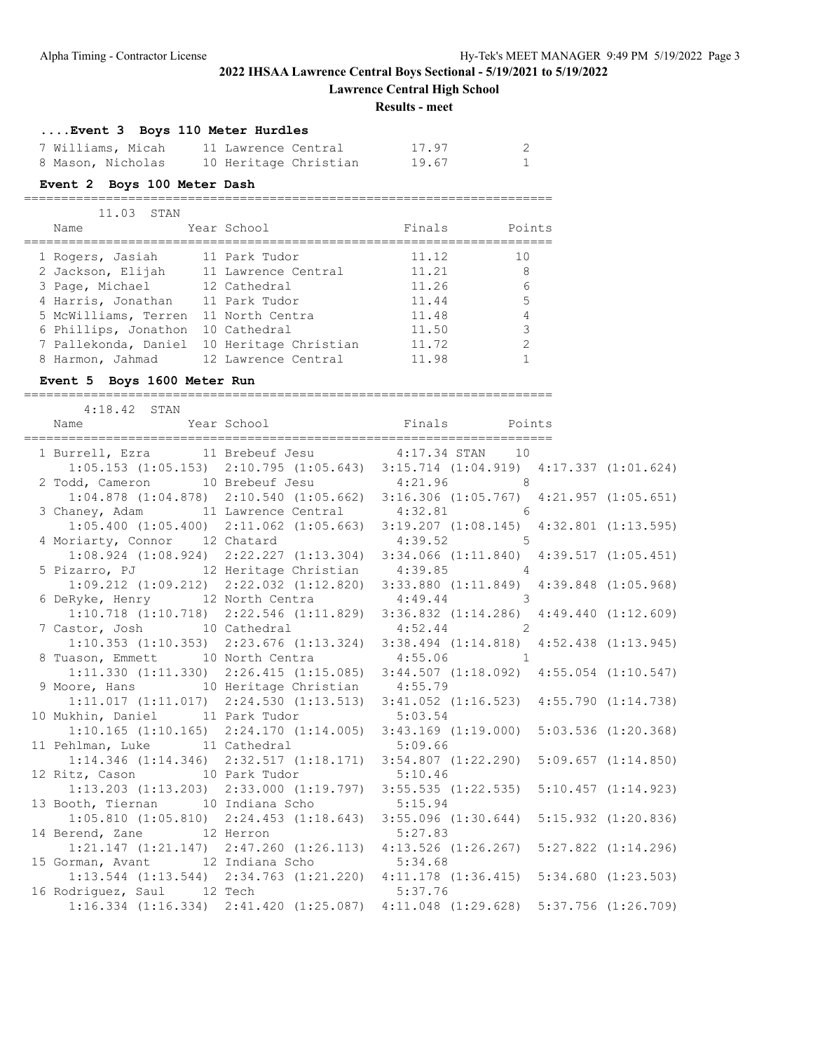**2022 IHSAA Lawrence Central Boys Sectional - 5/19/2021 to 5/19/2022**

**Lawrence Central High School**

**Results - meet**

### ....Event 3 Boys 110 Meter Hurdles

| Name | Year | School | Finals | Points |
|---|---|---|---|---|
| 7 Williams, Micah | 11 | Lawrence Central | 17.97 | 2 |
| 8 Mason, Nicholas | 10 | Heritage Christian | 19.67 | 1 |

### Event 2 Boys 100 Meter Dash

11.03 STAN

| Name | Year | School | Finals | Points |
|---|---|---|---|---|
| 1 Rogers, Jasiah | 11 | Park Tudor | 11.12 | 10 |
| 2 Jackson, Elijah | 11 | Lawrence Central | 11.21 | 8 |
| 3 Page, Michael | 12 | Cathedral | 11.26 | 6 |
| 4 Harris, Jonathan | 11 | Park Tudor | 11.44 | 5 |
| 5 McWilliams, Terren | 11 | North Centra | 11.48 | 4 |
| 6 Phillips, Jonathon | 10 | Cathedral | 11.50 | 3 |
| 7 Pallekonda, Daniel | 10 | Heritage Christian | 11.72 | 2 |
| 8 Harmon, Jahmad | 12 | Lawrence Central | 11.98 | 1 |

### Event 5 Boys 1600 Meter Run

4:18.42 STAN

| Name | Year | School | Finals | Points |
|---|---|---|---|---|
| 1 Burrell, Ezra | 11 | Brebeuf Jesu | 4:17.34 STAN | 10 |
| 1:05.153 (1:05.153) 2:10.795 (1:05.643) 3:15.714 (1:04.919) 4:17.337 (1:01.624) | | | | |
| 2 Todd, Cameron | 10 | Brebeuf Jesu | 4:21.96 | 8 |
| 1:04.878 (1:04.878) 2:10.540 (1:05.662) 3:16.306 (1:05.767) 4:21.957 (1:05.651) | | | | |
| 3 Chaney, Adam | 11 | Lawrence Central | 4:32.81 | 6 |
| 1:05.400 (1:05.400) 2:11.062 (1:05.663) 3:19.207 (1:08.145) 4:32.801 (1:13.595) | | | | |
| 4 Moriarty, Connor | 12 | Chatard | 4:39.52 | 5 |
| 1:08.924 (1:08.924) 2:22.227 (1:13.304) 3:34.066 (1:11.840) 4:39.517 (1:05.451) | | | | |
| 5 Pizarro, PJ | 12 | Heritage Christian | 4:39.85 | 4 |
| 1:09.212 (1:09.212) 2:22.032 (1:12.820) 3:33.880 (1:11.849) 4:39.848 (1:05.968) | | | | |
| 6 DeRyke, Henry | 12 | North Centra | 4:49.44 | 3 |
| 1:10.718 (1:10.718) 2:22.546 (1:11.829) 3:36.832 (1:14.286) 4:49.440 (1:12.609) | | | | |
| 7 Castor, Josh | 10 | Cathedral | 4:52.44 | 2 |
| 1:10.353 (1:10.353) 2:23.676 (1:13.324) 3:38.494 (1:14.818) 4:52.438 (1:13.945) | | | | |
| 8 Tuason, Emmett | 10 | North Centra | 4:55.06 | 1 |
| 1:11.330 (1:11.330) 2:26.415 (1:15.085) 3:44.507 (1:18.092) 4:55.054 (1:10.547) | | | | |
| 9 Moore, Hans | 10 | Heritage Christian | 4:55.79 | |
| 1:11.017 (1:11.017) 2:24.530 (1:13.513) 3:41.052 (1:16.523) 4:55.790 (1:14.738) | | | | |
| 10 Mukhin, Daniel | 11 | Park Tudor | 5:03.54 | |
| 1:10.165 (1:10.165) 2:24.170 (1:14.005) 3:43.169 (1:19.000) 5:03.536 (1:20.368) | | | | |
| 11 Pehlman, Luke | 11 | Cathedral | 5:09.66 | |
| 1:14.346 (1:14.346) 2:32.517 (1:18.171) 3:54.807 (1:22.290) 5:09.657 (1:14.850) | | | | |
| 12 Ritz, Cason | 10 | Park Tudor | 5:10.46 | |
| 1:13.203 (1:13.203) 2:33.000 (1:19.797) 3:55.535 (1:22.535) 5:10.457 (1:14.923) | | | | |
| 13 Booth, Tiernan | 10 | Indiana Scho | 5:15.94 | |
| 1:05.810 (1:05.810) 2:24.453 (1:18.643) 3:55.096 (1:30.644) 5:15.932 (1:20.836) | | | | |
| 14 Berend, Zane | 12 | Herron | 5:27.83 | |
| 1:21.147 (1:21.147) 2:47.260 (1:26.113) 4:13.526 (1:26.267) 5:27.822 (1:14.296) | | | | |
| 15 Gorman, Avant | 12 | Indiana Scho | 5:34.68 | |
| 1:13.544 (1:13.544) 2:34.763 (1:21.220) 4:11.178 (1:36.415) 5:34.680 (1:23.503) | | | | |
| 16 Rodriguez, Saul | 12 | Tech | 5:37.76 | |
| 1:16.334 (1:16.334) 2:41.420 (1:25.087) 4:11.048 (1:29.628) 5:37.756 (1:26.709) | | | | |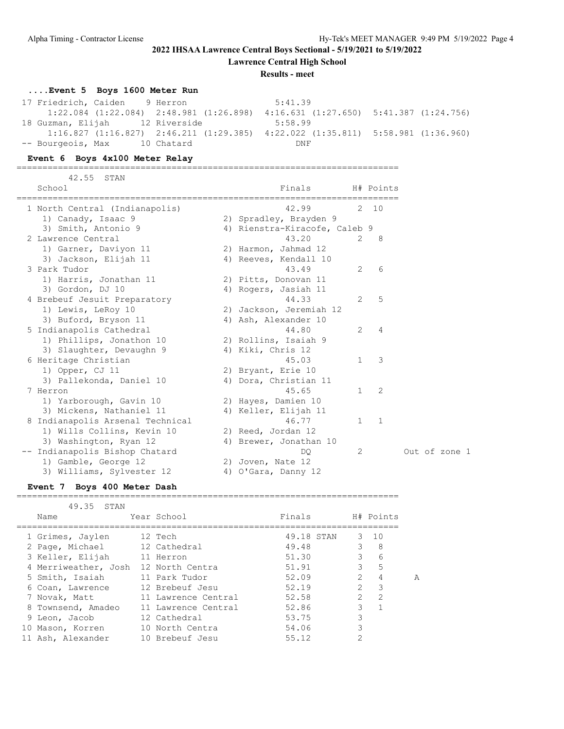## 2022 IHSAA Lawrence Central Boys Sectional - 5/19/2021 to 5/19/2022

**Lawrence Central High School**

**Results - meet**

### ....Event 5 Boys 1600 Meter Run

| Place | Name | Year | School | Finals |
|---|---|---|---|---|
| 17 | Friedrich, Caiden | 9 | Herron | 5:41.39 |
| | 1:22.084 (1:22.084) 2:48.981 (1:26.898) 4:16.631 (1:27.650) 5:41.387 (1:24.756) | | | |
| 18 | Guzman, Elijah | 12 | Riverside | 5:58.99 |
| | 1:16.827 (1:16.827) 2:46.211 (1:29.385) 4:22.022 (1:35.811) 5:58.981 (1:36.960) | | | |
| -- | Bourgeois, Max | 10 | Chatard | DNF |

### Event 6 Boys 4x100 Meter Relay

42.55 STAN

| Place | School | Finals | H# | Points | |
|---|---|---|---|---|---|
| 1 | North Central (Indianapolis) | 42.99 | 2 | 10 | |
| | 1) Canady, Isaac 9; 2) Spradley, Brayden 9; 3) Smith, Antonio 9; 4) Rienstra-Kiracofe, Caleb 9 | | | | |
| 2 | Lawrence Central | 43.20 | 2 | 8 | |
| | 1) Garner, Daviyon 11; 2) Harmon, Jahmad 12; 3) Jackson, Elijah 11; 4) Reeves, Kendall 10 | | | | |
| 3 | Park Tudor | 43.49 | 2 | 6 | |
| | 1) Harris, Jonathan 11; 2) Pitts, Donovan 11; 3) Gordon, DJ 10; 4) Rogers, Jasiah 11 | | | | |
| 4 | Brebeuf Jesuit Preparatory | 44.33 | 2 | 5 | |
| | 1) Lewis, LeRoy 10; 2) Jackson, Jeremiah 12; 3) Buford, Bryson 11; 4) Ash, Alexander 10 | | | | |
| 5 | Indianapolis Cathedral | 44.80 | 2 | 4 | |
| | 1) Phillips, Jonathon 10; 2) Rollins, Isaiah 9; 3) Slaughter, Devaughn 9; 4) Kiki, Chris 12 | | | | |
| 6 | Heritage Christian | 45.03 | 1 | 3 | |
| | 1) Opper, CJ 11; 2) Bryant, Erie 10; 3) Pallekonda, Daniel 10; 4) Dora, Christian 11 | | | | |
| 7 | Herron | 45.65 | 1 | 2 | |
| | 1) Yarborough, Gavin 10; 2) Hayes, Damien 10; 3) Mickens, Nathaniel 11; 4) Keller, Elijah 11 | | | | |
| 8 | Indianapolis Arsenal Technical | 46.77 | 1 | 1 | |
| | 1) Wills Collins, Kevin 10; 2) Reed, Jordan 12; 3) Washington, Ryan 12; 4) Brewer, Jonathan 10 | | | | |
| -- | Indianapolis Bishop Chatard | DQ | 2 | | Out of zone 1 |
| | 1) Gamble, George 12; 2) Joven, Nate 12; 3) Williams, Sylvester 12; 4) O'Gara, Danny 12 | | | | |

### Event 7 Boys 400 Meter Dash

49.35 STAN

| Place | Name | Year | School | Finals | H# | Points | |
|---|---|---|---|---|---|---|---|
| 1 | Grimes, Jaylen | 12 | Tech | 49.18 STAN | 3 | 10 | |
| 2 | Page, Michael | 12 | Cathedral | 49.48 | 3 | 8 | |
| 3 | Keller, Elijah | 11 | Herron | 51.30 | 3 | 6 | |
| 4 | Merriweather, Josh | 12 | North Centra | 51.91 | 3 | 5 | |
| 5 | Smith, Isaiah | 11 | Park Tudor | 52.09 | 2 | 4 | A |
| 6 | Coan, Lawrence | 12 | Brebeuf Jesu | 52.19 | 2 | 3 | |
| 7 | Novak, Matt | 11 | Lawrence Central | 52.58 | 2 | 2 | |
| 8 | Townsend, Amadeo | 11 | Lawrence Central | 52.86 | 3 | 1 | |
| 9 | Leon, Jacob | 12 | Cathedral | 53.75 | 3 | | |
| 10 | Mason, Korren | 10 | North Centra | 54.06 | 3 | | |
| 11 | Ash, Alexander | 10 | Brebeuf Jesu | 55.12 | 2 | | |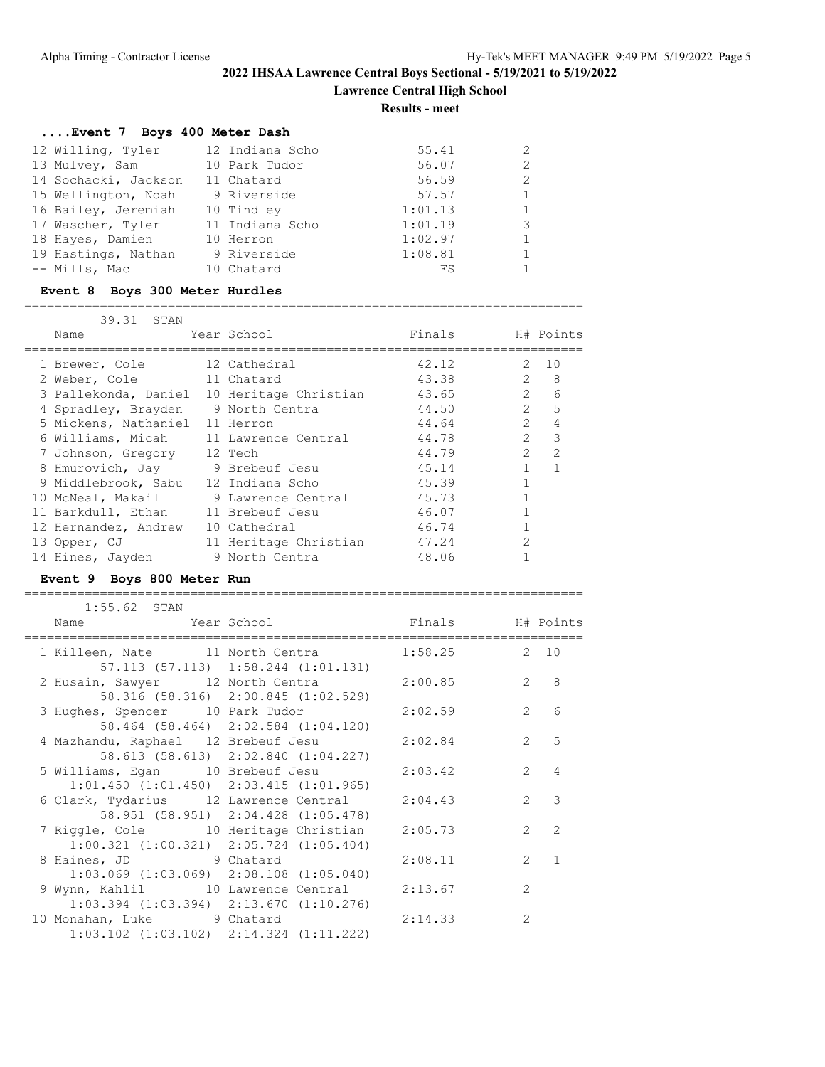**2022 IHSAA Lawrence Central Boys Sectional - 5/19/2021 to 5/19/2022**

**Lawrence Central High School**

**Results - meet**

### ....Event 7 Boys 400 Meter Dash

| Place | Name | Year | School | Finals | H# | Points |
|---|---|---|---|---|---|---|
| 12 | Willing, Tyler | 12 | Indiana Scho | 55.41 | 2 | |
| 13 | Mulvey, Sam | 10 | Park Tudor | 56.07 | 2 | |
| 14 | Sochacki, Jackson | 11 | Chatard | 56.59 | 2 | |
| 15 | Wellington, Noah | 9 | Riverside | 57.57 | 1 | |
| 16 | Bailey, Jeremiah | 10 | Tindley | 1:01.13 | 1 | |
| 17 | Wascher, Tyler | 11 | Indiana Scho | 1:01.19 | 3 | |
| 18 | Hayes, Damien | 10 | Herron | 1:02.97 | 1 | |
| 19 | Hastings, Nathan | 9 | Riverside | 1:08.81 | 1 | |
| -- | Mills, Mac | 10 | Chatard | FS | 1 | |

### Event 8 Boys 300 Meter Hurdles

39.31 STAN

| Place | Name | Year | School | Finals | H# | Points |
|---|---|---|---|---|---|---|
| 1 | Brewer, Cole | 12 | Cathedral | 42.12 | 2 | 10 |
| 2 | Weber, Cole | 11 | Chatard | 43.38 | 2 | 8 |
| 3 | Pallekonda, Daniel | 10 | Heritage Christian | 43.65 | 2 | 6 |
| 4 | Spradley, Brayden | 9 | North Centra | 44.50 | 2 | 5 |
| 5 | Mickens, Nathaniel | 11 | Herron | 44.64 | 2 | 4 |
| 6 | Williams, Micah | 11 | Lawrence Central | 44.78 | 2 | 3 |
| 7 | Johnson, Gregory | 12 | Tech | 44.79 | 2 | 2 |
| 8 | Hmurovich, Jay | 9 | Brebeuf Jesu | 45.14 | 1 | 1 |
| 9 | Middlebrook, Sabu | 12 | Indiana Scho | 45.39 | 1 | |
| 10 | McNeal, Makail | 9 | Lawrence Central | 45.73 | 1 | |
| 11 | Barkdull, Ethan | 11 | Brebeuf Jesu | 46.07 | 1 | |
| 12 | Hernandez, Andrew | 10 | Cathedral | 46.74 | 1 | |
| 13 | Opper, CJ | 11 | Heritage Christian | 47.24 | 2 | |
| 14 | Hines, Jayden | 9 | North Centra | 48.06 | 1 | |

### Event 9 Boys 800 Meter Run

1:55.62 STAN

| Place | Name | Year | School | Finals | H# | Points |
|---|---|---|---|---|---|---|
| 1 | Killeen, Nate | 11 | North Centra | 1:58.25 | 2 | 10 |
| | 57.113 (57.113) 1:58.244 (1:01.131) | | | | | |
| 2 | Husain, Sawyer | 12 | North Centra | 2:00.85 | 2 | 8 |
| | 58.316 (58.316) 2:00.845 (1:02.529) | | | | | |
| 3 | Hughes, Spencer | 10 | Park Tudor | 2:02.59 | 2 | 6 |
| | 58.464 (58.464) 2:02.584 (1:04.120) | | | | | |
| 4 | Mazhandu, Raphael | 12 | Brebeuf Jesu | 2:02.84 | 2 | 5 |
| | 58.613 (58.613) 2:02.840 (1:04.227) | | | | | |
| 5 | Williams, Egan | 10 | Brebeuf Jesu | 2:03.42 | 2 | 4 |
| | 1:01.450 (1:01.450) 2:03.415 (1:01.965) | | | | | |
| 6 | Clark, Tydarius | 12 | Lawrence Central | 2:04.43 | 2 | 3 |
| | 58.951 (58.951) 2:04.428 (1:05.478) | | | | | |
| 7 | Riggle, Cole | 10 | Heritage Christian | 2:05.73 | 2 | 2 |
| | 1:00.321 (1:00.321) 2:05.724 (1:05.404) | | | | | |
| 8 | Haines, JD | 9 | Chatard | 2:08.11 | 2 | 1 |
| | 1:03.069 (1:03.069) 2:08.108 (1:05.040) | | | | | |
| 9 | Wynn, Kahlil | 10 | Lawrence Central | 2:13.67 | 2 | |
| | 1:03.394 (1:03.394) 2:13.670 (1:10.276) | | | | | |
| 10 | Monahan, Luke | 9 | Chatard | 2:14.33 | 2 | |
| | 1:03.102 (1:03.102) 2:14.324 (1:11.222) | | | | | |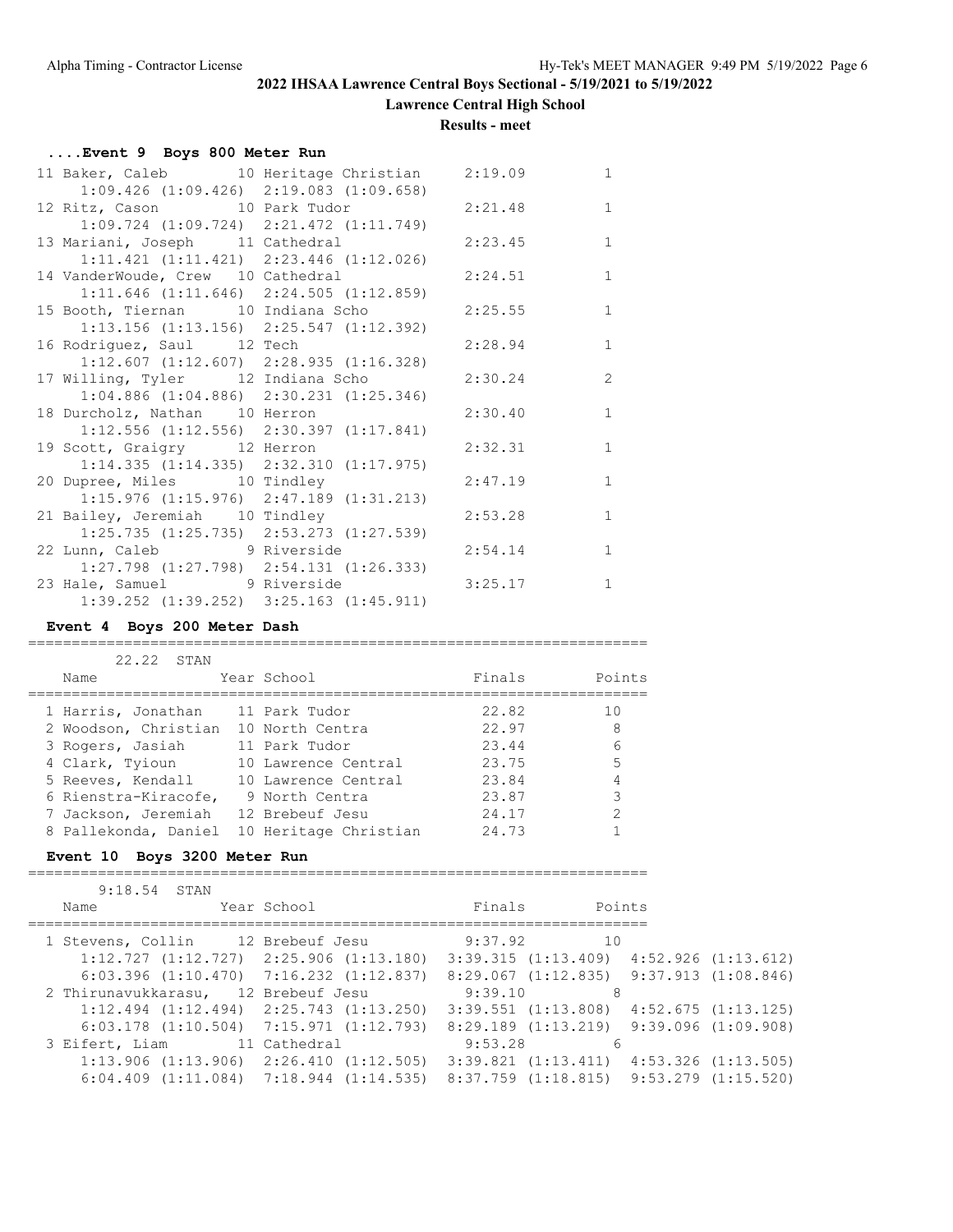## 2022 IHSAA Lawrence Central Boys Sectional - 5/19/2021 to 5/19/2022

### Lawrence Central High School

### Results - meet

#### ....Event 9 Boys 800 Meter Run

| Place | Name | Year | School | Finals | Points |
|---|---|---|---|---|---|
| 11 | Baker, Caleb | 10 | Heritage Christian | 2:19.09 | 1 |
| | 1:09.426 (1:09.426) 2:19.083 (1:09.658) | | | | |
| 12 | Ritz, Cason | 10 | Park Tudor | 2:21.48 | 1 |
| | 1:09.724 (1:09.724) 2:21.472 (1:11.749) | | | | |
| 13 | Mariani, Joseph | 11 | Cathedral | 2:23.45 | 1 |
| | 1:11.421 (1:11.421) 2:23.446 (1:12.026) | | | | |
| 14 | VanderWoude, Crew | 10 | Cathedral | 2:24.51 | 1 |
| | 1:11.646 (1:11.646) 2:24.505 (1:12.859) | | | | |
| 15 | Booth, Tiernan | 10 | Indiana Scho | 2:25.55 | 1 |
| | 1:13.156 (1:13.156) 2:25.547 (1:12.392) | | | | |
| 16 | Rodriguez, Saul | 12 | Tech | 2:28.94 | 1 |
| | 1:12.607 (1:12.607) 2:28.935 (1:16.328) | | | | |
| 17 | Willing, Tyler | 12 | Indiana Scho | 2:30.24 | 2 |
| | 1:04.886 (1:04.886) 2:30.231 (1:25.346) | | | | |
| 18 | Durcholz, Nathan | 10 | Herron | 2:30.40 | 1 |
| | 1:12.556 (1:12.556) 2:30.397 (1:17.841) | | | | |
| 19 | Scott, Graigry | 12 | Herron | 2:32.31 | 1 |
| | 1:14.335 (1:14.335) 2:32.310 (1:17.975) | | | | |
| 20 | Dupree, Miles | 10 | Tindley | 2:47.19 | 1 |
| | 1:15.976 (1:15.976) 2:47.189 (1:31.213) | | | | |
| 21 | Bailey, Jeremiah | 10 | Tindley | 2:53.28 | 1 |
| | 1:25.735 (1:25.735) 2:53.273 (1:27.539) | | | | |
| 22 | Lunn, Caleb | 9 | Riverside | 2:54.14 | 1 |
| | 1:27.798 (1:27.798) 2:54.131 (1:26.333) | | | | |
| 23 | Hale, Samuel | 9 | Riverside | 3:25.17 | 1 |
| | 1:39.252 (1:39.252) 3:25.163 (1:45.911) | | | | |

#### Event 4 Boys 200 Meter Dash

22.22 STAN

| Place | Name | Year | School | Finals | Points |
|---|---|---|---|---|---|
| 1 | Harris, Jonathan | 11 | Park Tudor | 22.82 | 10 |
| 2 | Woodson, Christian | 10 | North Centra | 22.97 | 8 |
| 3 | Rogers, Jasiah | 11 | Park Tudor | 23.44 | 6 |
| 4 | Clark, Tyioun | 10 | Lawrence Central | 23.75 | 5 |
| 5 | Reeves, Kendall | 10 | Lawrence Central | 23.84 | 4 |
| 6 | Rienstra-Kiracofe, | 9 | North Centra | 23.87 | 3 |
| 7 | Jackson, Jeremiah | 12 | Brebeuf Jesu | 24.17 | 2 |
| 8 | Pallekonda, Daniel | 10 | Heritage Christian | 24.73 | 1 |

#### Event 10 Boys 3200 Meter Run

9:18.54 STAN

| Place | Name | Year | School | Finals | Points |
|---|---|---|---|---|---|
| 1 | Stevens, Collin | 12 | Brebeuf Jesu | 9:37.92 | 10 |
| | 1:12.727 (1:12.727) 2:25.906 (1:13.180) 3:39.315 (1:13.409) 4:52.926 (1:13.612) | | | | |
| | 6:03.396 (1:10.470) 7:16.232 (1:12.837) 8:29.067 (1:12.835) 9:37.913 (1:08.846) | | | | |
| 2 | Thirunavukkarasu, | 12 | Brebeuf Jesu | 9:39.10 | 8 |
| | 1:12.494 (1:12.494) 2:25.743 (1:13.250) 3:39.551 (1:13.808) 4:52.675 (1:13.125) | | | | |
| | 6:03.178 (1:10.504) 7:15.971 (1:12.793) 8:29.189 (1:13.219) 9:39.096 (1:09.908) | | | | |
| 3 | Eifert, Liam | 11 | Cathedral | 9:53.28 | 6 |
| | 1:13.906 (1:13.906) 2:26.410 (1:12.505) 3:39.821 (1:13.411) 4:53.326 (1:13.505) | | | | |
| | 6:04.409 (1:11.084) 7:18.944 (1:14.535) 8:37.759 (1:18.815) 9:53.279 (1:15.520) | | | | |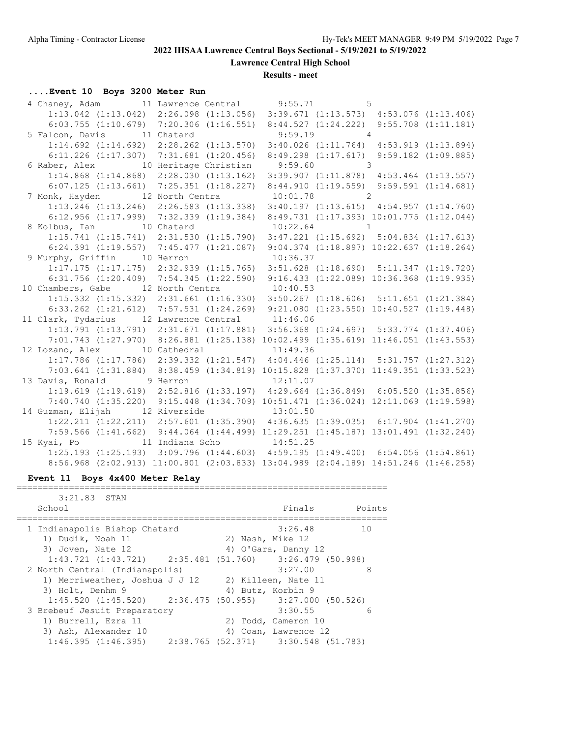## 2022 IHSAA Lawrence Central Boys Sectional - 5/19/2021 to 5/19/2022

**Lawrence Central High School**

**Results - meet**

### ....Event 10 Boys 3200 Meter Run

```
  4 Chaney, Adam         11 Lawrence Central        9:55.71         5
     1:13.042 (1:13.042)  2:26.098 (1:13.056)  3:39.671 (1:13.573)  4:53.076 (1:13.406)
     6:03.755 (1:10.679)  7:20.306 (1:16.551)  8:44.527 (1:24.222)  9:55.708 (1:11.181)
  5 Falcon, Davis        11 Chatard                 9:59.19         4
     1:14.692 (1:14.692)  2:28.262 (1:13.570)  3:40.026 (1:11.764)  4:53.919 (1:13.894)
     6:11.226 (1:17.307)  7:31.681 (1:20.456)  8:49.298 (1:17.617)  9:59.182 (1:09.885)
  6 Raber, Alex          10 Heritage Christian      9:59.60         3
     1:14.868 (1:14.868)  2:28.030 (1:13.162)  3:39.907 (1:11.878)  4:53.464 (1:13.557)
     6:07.125 (1:13.661)  7:25.351 (1:18.227)  8:44.910 (1:19.559)  9:59.591 (1:14.681)
  7 Monk, Hayden         12 North Centra           10:01.78         2
     1:13.246 (1:13.246)  2:26.583 (1:13.338)  3:40.197 (1:13.615)  4:54.957 (1:14.760)
     6:12.956 (1:17.999)  7:32.339 (1:19.384)  8:49.731 (1:17.393) 10:01.775 (1:12.044)
  8 Kolbus, Ian          10 Chatard                10:22.64         1
     1:15.741 (1:15.741)  2:31.530 (1:15.790)  3:47.221 (1:15.692)  5:04.834 (1:17.613)
     6:24.391 (1:19.557)  7:45.477 (1:21.087)  9:04.374 (1:18.897) 10:22.637 (1:18.264)
  9 Murphy, Griffin      10 Herron                 10:36.37
     1:17.175 (1:17.175)  2:32.939 (1:15.765)  3:51.628 (1:18.690)  5:11.347 (1:19.720)
     6:31.756 (1:20.409)  7:54.345 (1:22.590)  9:16.433 (1:22.089) 10:36.368 (1:19.935)
 10 Chambers, Gabe       12 North Centra           10:40.53
     1:15.332 (1:15.332)  2:31.661 (1:16.330)  3:50.267 (1:18.606)  5:11.651 (1:21.384)
     6:33.262 (1:21.612)  7:57.531 (1:24.269)  9:21.080 (1:23.550) 10:40.527 (1:19.448)
 11 Clark, Tydarius      12 Lawrence Central       11:46.06
     1:13.791 (1:13.791)  2:31.671 (1:17.881)  3:56.368 (1:24.697)  5:33.774 (1:37.406)
     7:01.743 (1:27.970)  8:26.881 (1:25.138) 10:02.499 (1:35.619) 11:46.051 (1:43.553)
 12 Lozano, Alex         10 Cathedral              11:49.36
     1:17.786 (1:17.786)  2:39.332 (1:21.547)  4:04.446 (1:25.114)  5:31.757 (1:27.312)
     7:03.641 (1:31.884)  8:38.459 (1:34.819) 10:15.828 (1:37.370) 11:49.351 (1:33.523)
 13 Davis, Ronald         9 Herron                 12:11.07
     1:19.619 (1:19.619)  2:52.816 (1:33.197)  4:29.664 (1:36.849)  6:05.520 (1:35.856)
     7:40.740 (1:35.220)  9:15.448 (1:34.709) 10:51.471 (1:36.024) 12:11.069 (1:19.598)
 14 Guzman, Elijah       12 Riverside              13:01.50
     1:22.211 (1:22.211)  2:57.601 (1:35.390)  4:36.635 (1:39.035)  6:17.904 (1:41.270)
     7:59.566 (1:41.662)  9:44.064 (1:44.499) 11:29.251 (1:45.187) 13:01.491 (1:32.240)
 15 Kyai, Po             11 Indiana Scho           14:51.25
     1:25.193 (1:25.193)  3:09.796 (1:44.603)  4:59.195 (1:49.400)  6:54.056 (1:54.861)
     8:56.968 (2:02.913) 11:00.801 (2:03.833) 13:04.989 (2:04.189) 14:51.246 (1:46.258)
```

### Event 11 Boys 4x400 Meter Relay

```
=======================================================================
      3:21.83  STAN
    School                                            Finals     Points
=======================================================================
  1 Indianapolis Bishop Chatard                      3:26.48         10
     1) Dudik, Noah 11                  2) Nash, Mike 12
     3) Joven, Nate 12                  4) O'Gara, Danny 12
     1:43.721 (1:43.721)   2:35.481 (51.760)   3:26.479 (50.998)
  2 North Central (Indianapolis)                     3:27.00          8
     1) Merriweather, Joshua J J 12     2) Killeen, Nate 11
     3) Holt, Denhm 9                   4) Butz, Korbin 9
     1:45.520 (1:45.520)   2:36.475 (50.955)   3:27.000 (50.526)
  3 Brebeuf Jesuit Preparatory                       3:30.55          6
     1) Burrell, Ezra 11                2) Todd, Cameron 10
     3) Ash, Alexander 10               4) Coan, Lawrence 12
     1:46.395 (1:46.395)   2:38.765 (52.371)   3:30.548 (51.783)
```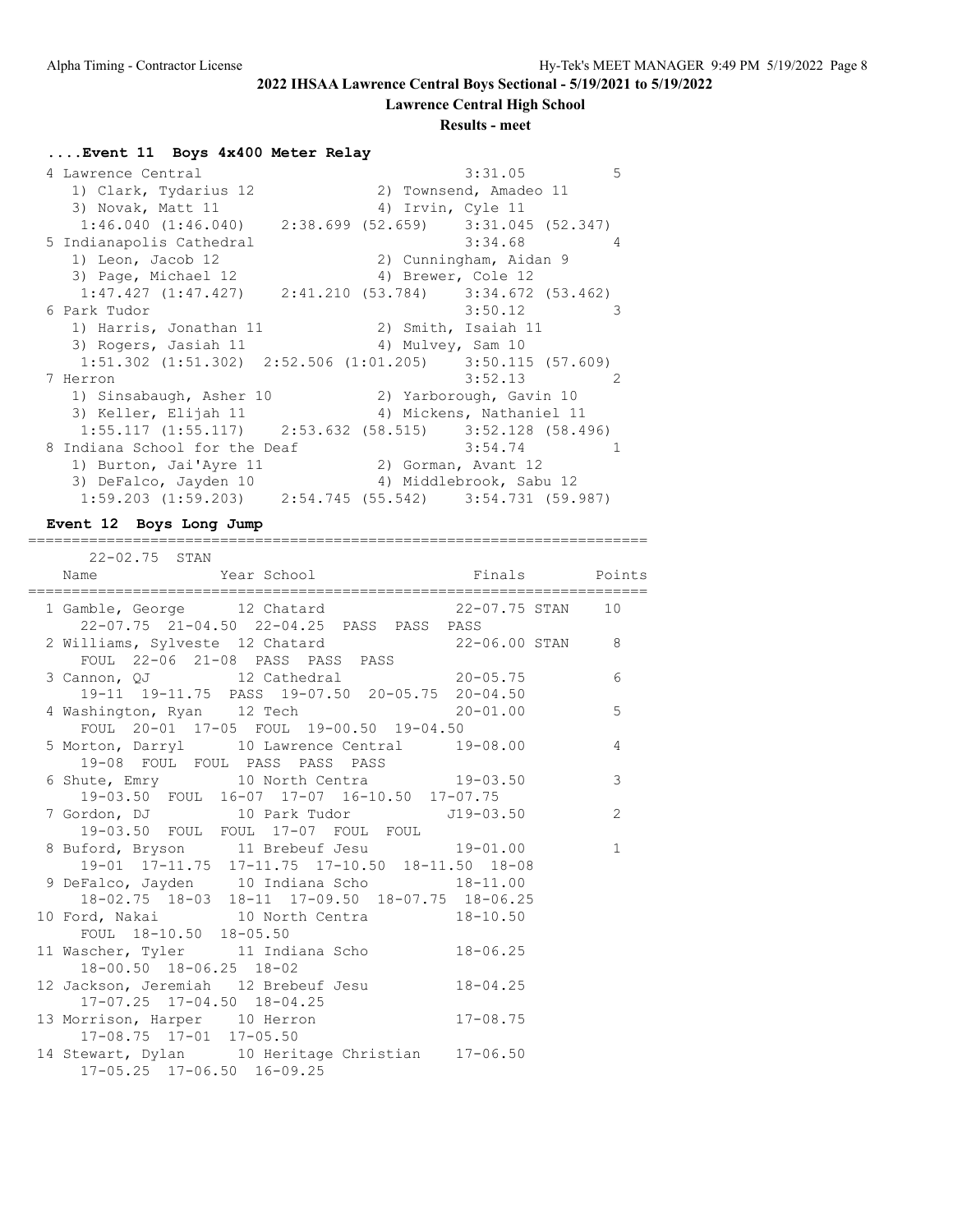## 2022 IHSAA Lawrence Central Boys Sectional - 5/19/2021 to 5/19/2022

### Lawrence Central High School

### Results - meet

### ....Event 11 Boys 4x400 Meter Relay

```
  4 Lawrence Central                                  3:31.05          5
     1) Clark, Tydarius 12              2) Townsend, Amadeo 11
     3) Novak, Matt 11                  4) Irvin, Cyle 11
      1:46.040 (1:46.040)    2:38.699 (52.659)    3:31.045 (52.347)
  5 Indianapolis Cathedral                            3:34.68          4
     1) Leon, Jacob 12                  2) Cunningham, Aidan 9
     3) Page, Michael 12                4) Brewer, Cole 12
      1:47.427 (1:47.427)    2:41.210 (53.784)    3:34.672 (53.462)
  6 Park Tudor                                        3:50.12          3
     1) Harris, Jonathan 11             2) Smith, Isaiah 11
     3) Rogers, Jasiah 11               4) Mulvey, Sam 10
      1:51.302 (1:51.302)  2:52.506 (1:01.205)    3:50.115 (57.609)
  7 Herron                                            3:52.13          2
     1) Sinsabaugh, Asher 10            2) Yarborough, Gavin 10
     3) Keller, Elijah 11               4) Mickens, Nathaniel 11
      1:55.117 (1:55.117)    2:53.632 (58.515)    3:52.128 (58.496)
  8 Indiana School for the Deaf                       3:54.74          1
     1) Burton, Jai'Ayre 11             2) Gorman, Avant 12
     3) DeFalco, Jayden 10              4) Middlebrook, Sabu 12
      1:59.203 (1:59.203)    2:54.745 (55.542)    3:54.731 (59.987)
```

### Event 12 Boys Long Jump

```
=======================================================================
      22-02.75  STAN
    Name                 Year School                 Finals      Points
=======================================================================
  1 Gamble, George        12 Chatard              22-07.75 STAN    10
      22-07.75  21-04.50  22-04.25  PASS  PASS  PASS
  2 Williams, Sylveste  12 Chatard                22-06.00 STAN     8
      FOUL  22-06  21-08  PASS  PASS  PASS
  3 Cannon, QJ            12 Cathedral              20-05.75        6
      19-11  19-11.75  PASS  19-07.50  20-05.75  20-04.50
  4 Washington, Ryan      12 Tech                   20-01.00        5
      FOUL  20-01  17-05  FOUL  19-00.50  19-04.50
  5 Morton, Darryl        10 Lawrence Central       19-08.00        4
      19-08  FOUL  FOUL  PASS  PASS  PASS
  6 Shute, Emry           10 North Centra           19-03.50        3
      19-03.50  FOUL  16-07  17-07  16-10.50  17-07.75
  7 Gordon, DJ            10 Park Tudor            J19-03.50        2
      19-03.50  FOUL  FOUL  17-07  FOUL  FOUL
  8 Buford, Bryson        11 Brebeuf Jesu           19-01.00        1
      19-01  17-11.75  17-11.75  17-10.50  18-11.50  18-08
  9 DeFalco, Jayden       10 Indiana Scho           18-11.00
      18-02.75  18-03  18-11  17-09.50  18-07.75  18-06.25
 10 Ford, Nakai           10 North Centra           18-10.50
      FOUL  18-10.50  18-05.50
 11 Wascher, Tyler        11 Indiana Scho           18-06.25
      18-00.50  18-06.25  18-02
 12 Jackson, Jeremiah     12 Brebeuf Jesu           18-04.25
      17-07.25  17-04.50  18-04.25
 13 Morrison, Harper      10 Herron                 17-08.75
      17-08.75  17-01  17-05.50
 14 Stewart, Dylan        10 Heritage Christian     17-06.50
      17-05.25  17-06.50  16-09.25
```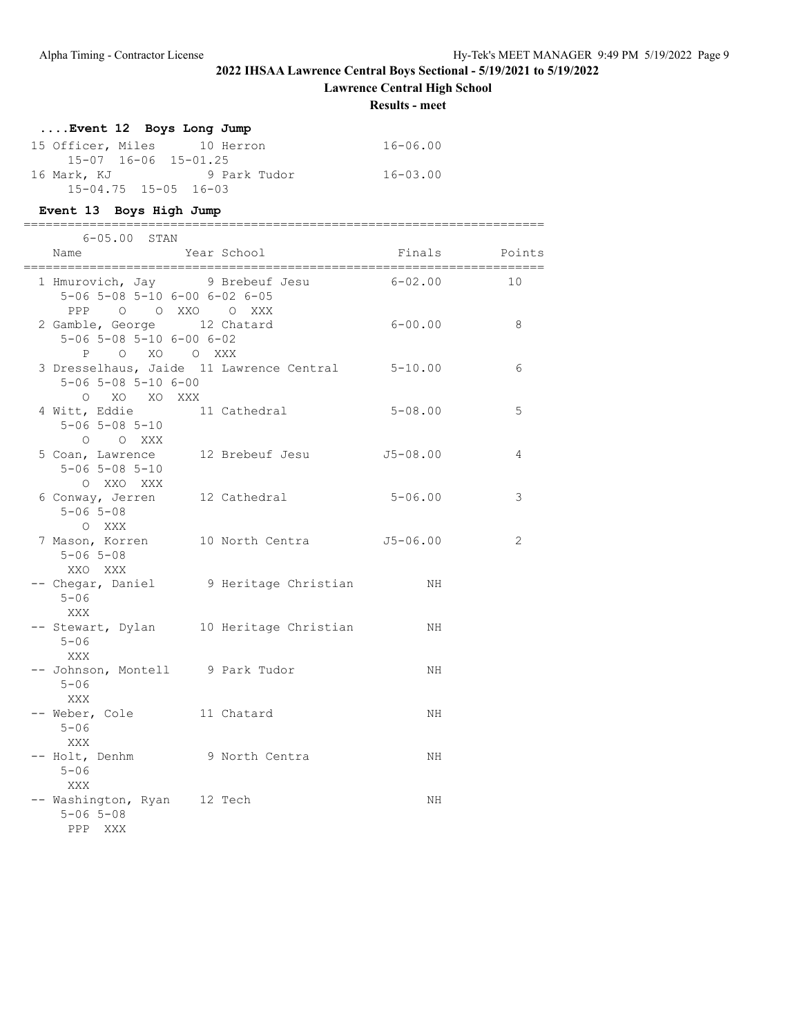## 2022 IHSAA Lawrence Central Boys Sectional - 5/19/2021 to 5/19/2022

### Lawrence Central High School

### Results - meet

### ....Event 12 Boys Long Jump

```
 15 Officer, Miles      10 Herron                16-06.00
      15-07  16-06  15-01.25
 16 Mark, KJ             9 Park Tudor            16-03.00
      15-04.75  15-05  16-03
```

### Event 13 Boys High Jump

```
=======================================================================
       6-05.00  STAN
    Name                 Year School                 Finals     Points
=======================================================================
  1 Hmurovich, Jay        9 Brebeuf Jesu            6-02.00        10
      5-06 5-08 5-10 6-00 6-02 6-05
       PPP    O    O  XXO    O  XXX
  2 Gamble, George       12 Chatard                 6-00.00         8
      5-06 5-08 5-10 6-00 6-02
         P    O   XO    O  XXX
  3 Dresselhaus, Jaide  11 Lawrence Central        5-10.00         6
      5-06 5-08 5-10 6-00
         O   XO   XO  XXX
  4 Witt, Eddie          11 Cathedral               5-08.00         5
      5-06 5-08 5-10
         O    O  XXX
  5 Coan, Lawrence       12 Brebeuf Jesu           J5-08.00         4
      5-06 5-08 5-10
         O  XXO  XXX
  6 Conway, Jerren       12 Cathedral               5-06.00         3
      5-06 5-08
         O  XXX
  7 Mason, Korren        10 North Centra           J5-06.00         2
      5-06 5-08
       XXO  XXX
 -- Chegar, Daniel        9 Heritage Christian           NH
      5-06
       XXX
 -- Stewart, Dylan       10 Heritage Christian           NH
      5-06
       XXX
 -- Johnson, Montell      9 Park Tudor                   NH
      5-06
       XXX
 -- Weber, Cole          11 Chatard                      NH
      5-06
       XXX
 -- Holt, Denhm           9 North Centra                 NH
      5-06
       XXX
 -- Washington, Ryan     12 Tech                         NH
      5-06 5-08
       PPP  XXX
```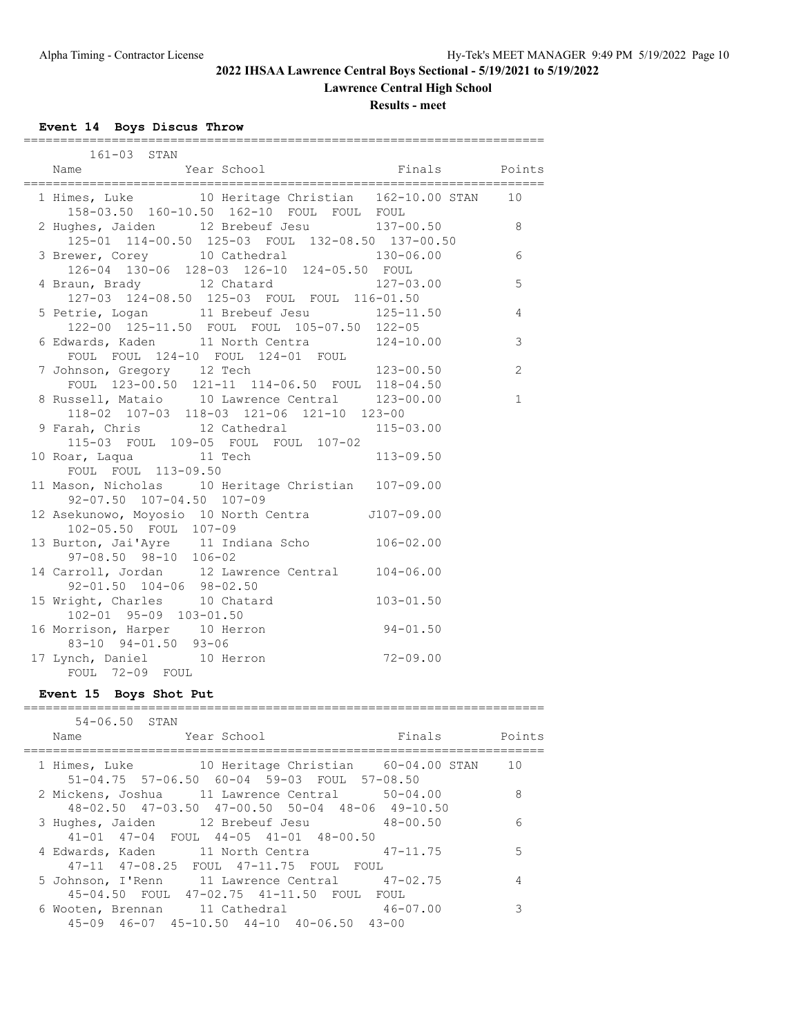## 2022 IHSAA Lawrence Central Boys Sectional - 5/19/2021 to 5/19/2022

### Lawrence Central High School

### Results - meet

### Event 14 Boys Discus Throw

161-03 STAN

| Place | Name | Year | School | Finals | | Points |
|---|---|---|---|---|---|---|
| 1 | Himes, Luke | 10 | Heritage Christian | 162-10.00 | STAN | 10 |
| | 158-03.50 160-10.50 162-10 FOUL FOUL FOUL | | | | | |
| 2 | Hughes, Jaiden | 12 | Brebeuf Jesu | 137-00.50 | | 8 |
| | 125-01 114-00.50 125-03 FOUL 132-08.50 137-00.50 | | | | | |
| 3 | Brewer, Corey | 10 | Cathedral | 130-06.00 | | 6 |
| | 126-04 130-06 128-03 126-10 124-05.50 FOUL | | | | | |
| 4 | Braun, Brady | 12 | Chatard | 127-03.00 | | 5 |
| | 127-03 124-08.50 125-03 FOUL FOUL 116-01.50 | | | | | |
| 5 | Petrie, Logan | 11 | Brebeuf Jesu | 125-11.50 | | 4 |
| | 122-00 125-11.50 FOUL FOUL 105-07.50 122-05 | | | | | |
| 6 | Edwards, Kaden | 11 | North Centra | 124-10.00 | | 3 |
| | FOUL FOUL 124-10 FOUL 124-01 FOUL | | | | | |
| 7 | Johnson, Gregory | 12 | Tech | 123-00.50 | | 2 |
| | FOUL 123-00.50 121-11 114-06.50 FOUL 118-04.50 | | | | | |
| 8 | Russell, Mataio | 10 | Lawrence Central | 123-00.00 | | 1 |
| | 118-02 107-03 118-03 121-06 121-10 123-00 | | | | | |
| 9 | Farah, Chris | 12 | Cathedral | 115-03.00 | | |
| | 115-03 FOUL 109-05 FOUL FOUL 107-02 | | | | | |
| 10 | Roar, Laqua | 11 | Tech | 113-09.50 | | |
| | FOUL FOUL 113-09.50 | | | | | |
| 11 | Mason, Nicholas | 10 | Heritage Christian | 107-09.00 | | |
| | 92-07.50 107-04.50 107-09 | | | | | |
| 12 | Asekunowo, Moyosio | 10 | North Centra | J107-09.00 | | |
| | 102-05.50 FOUL 107-09 | | | | | |
| 13 | Burton, Jai'Ayre | 11 | Indiana Scho | 106-02.00 | | |
| | 97-08.50 98-10 106-02 | | | | | |
| 14 | Carroll, Jordan | 12 | Lawrence Central | 104-06.00 | | |
| | 92-01.50 104-06 98-02.50 | | | | | |
| 15 | Wright, Charles | 10 | Chatard | 103-01.50 | | |
| | 102-01 95-09 103-01.50 | | | | | |
| 16 | Morrison, Harper | 10 | Herron | 94-01.50 | | |
| | 83-10 94-01.50 93-06 | | | | | |
| 17 | Lynch, Daniel | 10 | Herron | 72-09.00 | | |
| | FOUL 72-09 FOUL | | | | | |

### Event 15 Boys Shot Put

54-06.50 STAN

| Place | Name | Year | School | Finals | | Points |
|---|---|---|---|---|---|---|
| 1 | Himes, Luke | 10 | Heritage Christian | 60-04.00 | STAN | 10 |
| | 51-04.75 57-06.50 60-04 59-03 FOUL 57-08.50 | | | | | |
| 2 | Mickens, Joshua | 11 | Lawrence Central | 50-04.00 | | 8 |
| | 48-02.50 47-03.50 47-00.50 50-04 48-06 49-10.50 | | | | | |
| 3 | Hughes, Jaiden | 12 | Brebeuf Jesu | 48-00.50 | | 6 |
| | 41-01 47-04 FOUL 44-05 41-01 48-00.50 | | | | | |
| 4 | Edwards, Kaden | 11 | North Centra | 47-11.75 | | 5 |
| | 47-11 47-08.25 FOUL 47-11.75 FOUL FOUL | | | | | |
| 5 | Johnson, I'Renn | 11 | Lawrence Central | 47-02.75 | | 4 |
| | 45-04.50 FOUL 47-02.75 41-11.50 FOUL FOUL | | | | | |
| 6 | Wooten, Brennan | 11 | Cathedral | 46-07.00 | | 3 |
| | 45-09 46-07 45-10.50 44-10 40-06.50 43-00 | | | | | |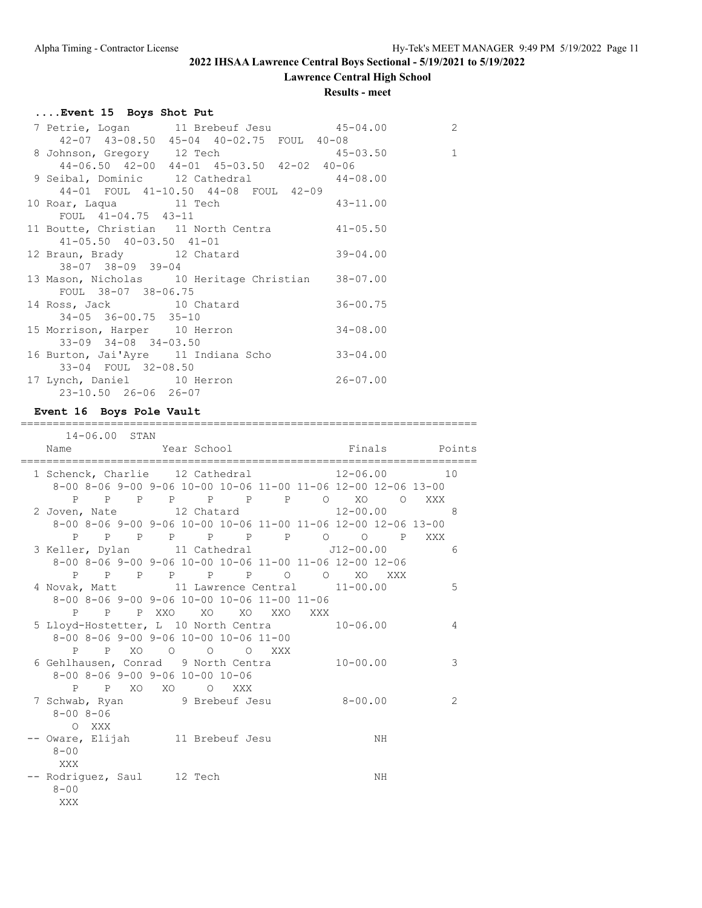# 2022 IHSAA Lawrence Central Boys Sectional - 5/19/2021 to 5/19/2022

## Lawrence Central High School

### Results - meet

#### ....Event 15 Boys Shot Put

```
  7 Petrie, Logan       11 Brebeuf Jesu          45-04.00          2
     42-07  43-08.50  45-04  40-02.75  FOUL  40-08
  8 Johnson, Gregory    12 Tech                  45-03.50          1
     44-06.50  42-00  44-01  45-03.50  42-02  40-06
  9 Seibal, Dominic     12 Cathedral             44-08.00
     44-01  FOUL  41-10.50  44-08  FOUL  42-09
 10 Roar, Laqua         11 Tech                  43-11.00
     FOUL  41-04.75  43-11
 11 Boutte, Christian   11 North Centra          41-05.50
     41-05.50  40-03.50  41-01
 12 Braun, Brady        12 Chatard               39-04.00
     38-07  38-09  39-04
 13 Mason, Nicholas     10 Heritage Christian    38-07.00
     FOUL  38-07  38-06.75
 14 Ross, Jack          10 Chatard               36-00.75
     34-05  36-00.75  35-10
 15 Morrison, Harper    10 Herron                34-08.00
     33-09  34-08  34-03.50
 16 Burton, Jai'Ayre    11 Indiana Scho          33-04.00
     33-04  FOUL  32-08.50
 17 Lynch, Daniel       10 Herron                26-07.00
     23-10.50  26-06  26-07
```

#### Event 16 Boys Pole Vault

```
=======================================================================
      14-06.00  STAN
    Name                 Year School                  Finals      Points
=======================================================================
  1 Schenck, Charlie    12 Cathedral             12-06.00         10
     8-00 8-06 9-00 9-06 10-00 10-06 11-00 11-06 12-00 12-06 13-00
        P    P    P    P     P     P     P     O    XO     O   XXX
  2 Joven, Nate         12 Chatard               12-00.00          8
     8-00 8-06 9-00 9-06 10-00 10-06 11-00 11-06 12-00 12-06 13-00
        P    P    P    P     P     P     P     O     O     P   XXX
  3 Keller, Dylan       11 Cathedral            J12-00.00          6
     8-00 8-06 9-00 9-06 10-00 10-06 11-00 11-06 12-00 12-06
        P    P    P    P     P     P     O     O    XO   XXX
  4 Novak, Matt         11 Lawrence Central      11-00.00          5
     8-00 8-06 9-00 9-06 10-00 10-06 11-00 11-06
        P    P    P  XXO    XO    XO   XXO   XXX
  5 Lloyd-Hostetter, L  10 North Centra          10-06.00          4
     8-00 8-06 9-00 9-06 10-00 10-06 11-00
        P    P   XO    O     O     O   XXX
  6 Gehlhausen, Conrad   9 North Centra          10-00.00          3
     8-00 8-06 9-00 9-06 10-00 10-06
        P    P   XO   XO     O   XXX
  7 Schwab, Ryan         9 Brebeuf Jesu           8-00.00          2
     8-00 8-06
        O  XXX
 -- Oware, Elijah       11 Brebeuf Jesu                NH
     8-00
      XXX
 -- Rodriguez, Saul     12 Tech                        NH
     8-00
      XXX
```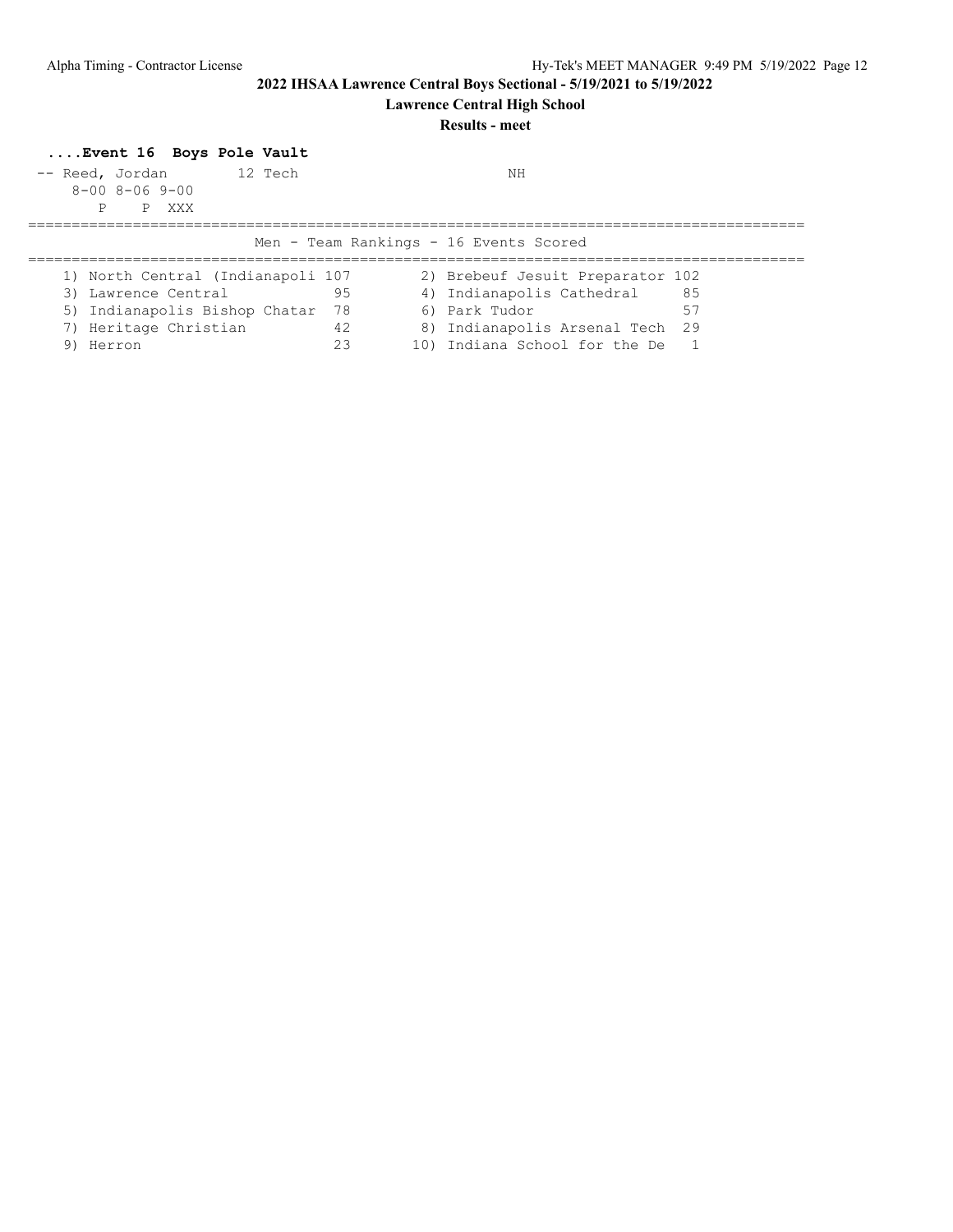## 2022 IHSAA Lawrence Central Boys Sectional - 5/19/2021 to 5/19/2022

**Lawrence Central High School**

**Results - meet**

### ....Event 16 Boys Pole Vault

```
-- Reed, Jordan        12 Tech                       NH
    8-00 8-06 9-00
       P    P XXX
```

### Men - Team Rankings - 16 Events Scored

| | | | | | |
|---|---|---|---|---|---|
| 1) | North Central (Indianapoli | 107 | 2) | Brebeuf Jesuit Preparator | 102 |
| 3) | Lawrence Central | 95 | 4) | Indianapolis Cathedral | 85 |
| 5) | Indianapolis Bishop Chatar | 78 | 6) | Park Tudor | 57 |
| 7) | Heritage Christian | 42 | 8) | Indianapolis Arsenal Tech | 29 |
| 9) | Herron | 23 | 10) | Indiana School for the De | 1 |